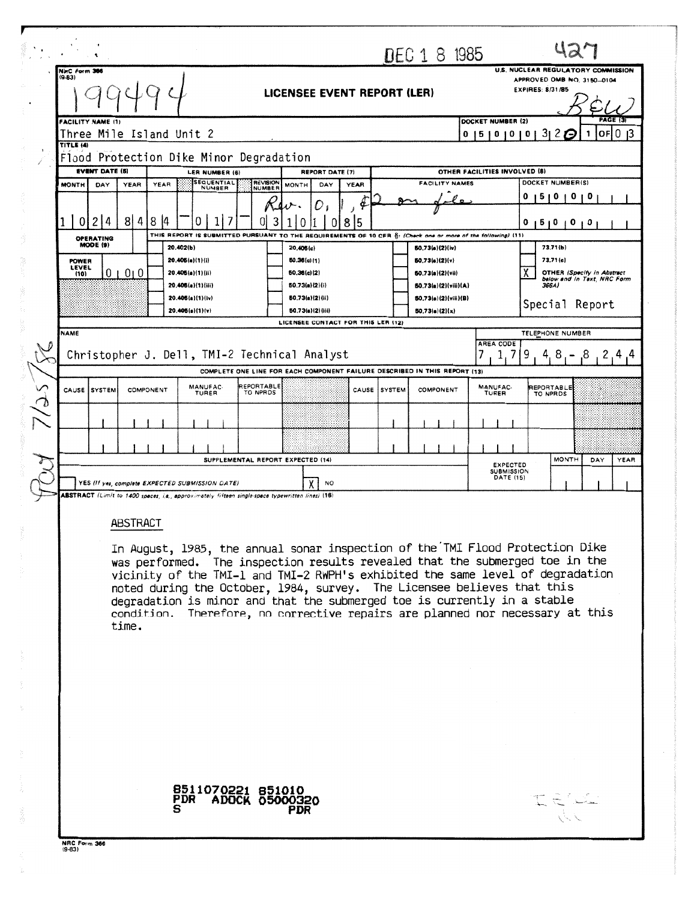DEC 1 8 1985 427

NRC Form 366 (9-83)

199494

# LICENSEE EVENT REPORT (LER)

U.S. NUCLEAR REGULATORY COMMISSION
APPROVED OMB NO. 3150-0104
EXPIRES: 8/31/85

| | |
|---|---|
| FACILITY NAME (1) | Three Mile Island Unit 2 |
| DOCKET NUMBER (2) | 0 5 0 0 0 3 2 0 |
| PAGE (3) | 1 OF 0 3 |
| TITLE (4) | Flood Protection Dike Minor Degradation |

| EVENT DATE (5) MONTH | DAY | YEAR | LER NUMBER (6) YEAR | SEQUENTIAL NUMBER | REVISION NUMBER | REPORT DATE (7) MONTH | DAY | YEAR | OTHER FACILITIES INVOLVED (8) FACILITY NAMES | DOCKET NUMBER(S) |
|---|---|---|---|---|---|---|---|---|---|---|
| 1 0 | 2 4 | 8 4 | 8 4 | 0 1 7 | 0 3 | 1 0 | 0 1 | 8 5 | Rev. 0, 1, & 2 on file | 0 5 0 0 0 |
| | | | | | | | | | | 0 5 0 0 0 |

OPERATING MODE (9):

POWER LEVEL (10): 0 0 0

THIS REPORT IS SUBMITTED PURSUANT TO THE REQUIREMENTS OF 10 CFR §: (Check one or more of the following) (11)

- [ ] 20.402(b)
- [ ] 20.405(a)(1)(i)
- [ ] 20.405(a)(1)(ii)
- [ ] 20.405(a)(1)(iii)
- [ ] 20.405(a)(1)(iv)
- [ ] 20.405(a)(1)(v)
- [ ] 20.405(c)
- [ ] 50.36(c)(1)
- [ ] 50.36(c)(2)
- [ ] 50.73(a)(2)(i)
- [ ] 50.73(a)(2)(ii)
- [ ] 50.73(a)(2)(iii)
- [ ] 50.73(a)(2)(iv)
- [ ] 50.73(a)(2)(v)
- [ ] 50.73(a)(2)(vii)
- [ ] 50.73(a)(2)(viii)(A)
- [ ] 50.73(a)(2)(viii)(B)
- [ ] 50.73(a)(2)(x)
- [ ] 73.71(b)
- [ ] 73.71(c)
- [X] OTHER (Specify in Abstract below and in Text, NRC Form 366A) — Special Report

LICENSEE CONTACT FOR THIS LER (12)

| NAME | TELEPHONE NUMBER |
|---|---|
| Christopher J. Dell, TMI-2 Technical Analyst | 717 948-8244 |

COMPLETE ONE LINE FOR EACH COMPONENT FAILURE DESCRIBED IN THIS REPORT (13)

| CAUSE | SYSTEM | COMPONENT | MANUFACTURER | REPORTABLE TO NPRDS | CAUSE | SYSTEM | COMPONENT | MANUFACTURER | REPORTABLE TO NPRDS |
|---|---|---|---|---|---|---|---|---|---|
| | | | | | | | | | |
| | | | | | | | | | |

SUPPLEMENTAL REPORT EXPECTED (14)

- [ ] YES (If yes, complete EXPECTED SUBMISSION DATE)
- [X] NO

EXPECTED SUBMISSION DATE (15): MONTH / DAY / YEAR

ABSTRACT (Limit to 1400 spaces, i.e., approximately fifteen single-space typewritten lines) (16)

## ABSTRACT

In August, 1985, the annual sonar inspection of the TMI Flood Protection Dike was performed. The inspection results revealed that the submerged toe in the vicinity of the TMI-1 and TMI-2 RWPH's exhibited the same level of degradation noted during the October, 1984, survey. The Licensee believes that this degradation is minor and that the submerged toe is currently in a stable condition. Therefore, no corrective repairs are planned nor necessary at this time.

8511070221 851010
PDR ADOCK 05000320
S PDR

NRC Form 366 (9-83)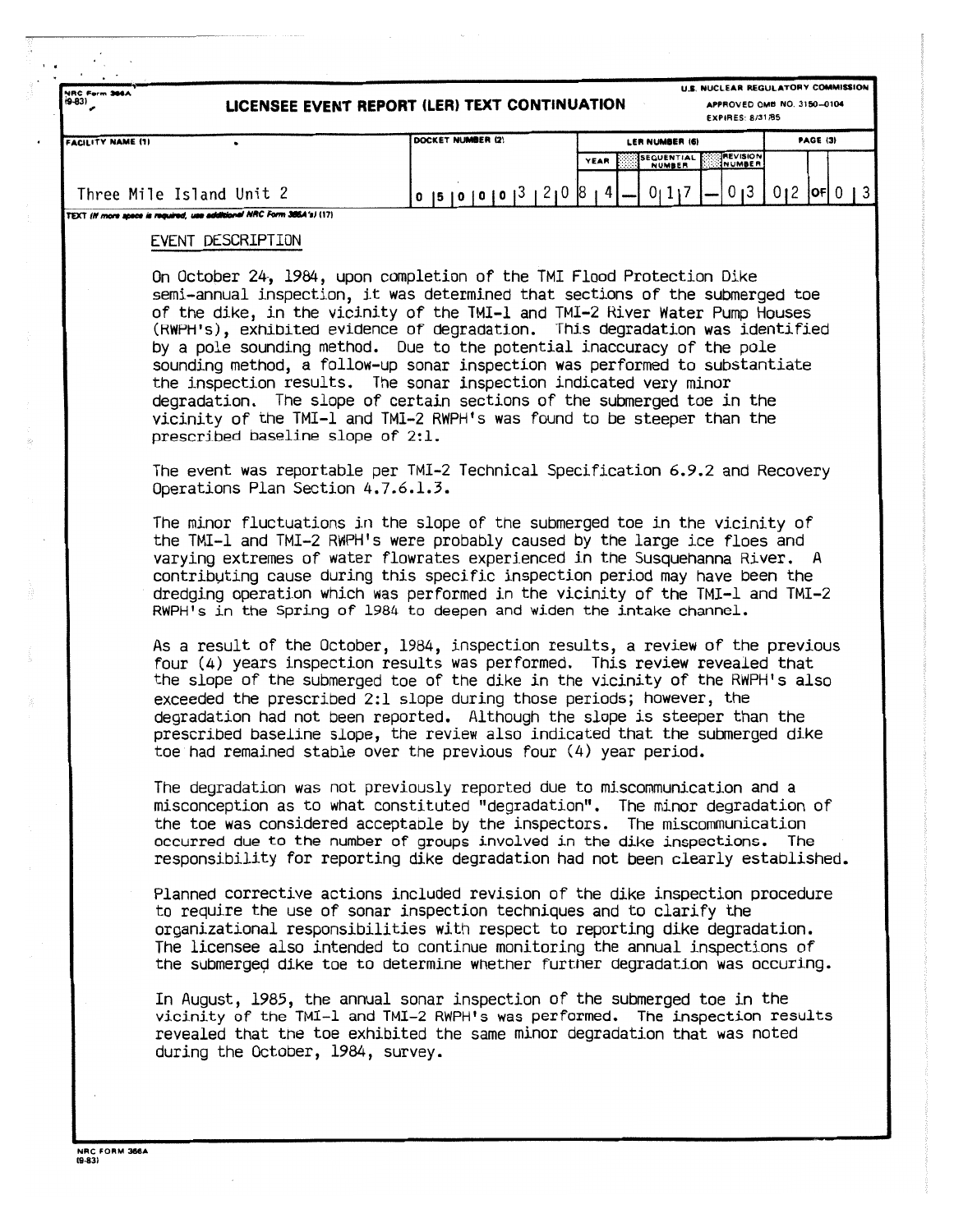NRC Form 366A
(9-83)

# LICENSEE EVENT REPORT (LER) TEXT CONTINUATION

U.S. NUCLEAR REGULATORY COMMISSION
APPROVED OMB NO. 3150-0104
EXPIRES: 8/31/85

| FACILITY NAME (1) | DOCKET NUMBER (2) | LER NUMBER (6) | | | PAGE (3) |
|---|---|---|---|---|---|
| | | YEAR | SEQUENTIAL NUMBER | REVISION NUMBER | |
| Three Mile Island Unit 2 | 0 5 0 0 0 3 2 0 | 8 4 | 0 1 7 | 0 3 | 0 2 OF 0 3 |

TEXT (If more space is required, use additional NRC Form 366A's) (17)

## EVENT DESCRIPTION

On October 24, 1984, upon completion of the TMI Flood Protection Dike semi-annual inspection, it was determined that sections of the submerged toe of the dike, in the vicinity of the TMI-1 and TMI-2 River Water Pump Houses (RWPH's), exhibited evidence of degradation. This degradation was identified by a pole sounding method. Due to the potential inaccuracy of the pole sounding method, a follow-up sonar inspection was performed to substantiate the inspection results. The sonar inspection indicated very minor degradation. The slope of certain sections of the submerged toe in the vicinity of the TMI-1 and TMI-2 RWPH's was found to be steeper than the prescribed baseline slope of 2:1.

The event was reportable per TMI-2 Technical Specification 6.9.2 and Recovery Operations Plan Section 4.7.6.1.3.

The minor fluctuations in the slope of the submerged toe in the vicinity of the TMI-1 and TMI-2 RWPH's were probably caused by the large ice floes and varying extremes of water flowrates experienced in the Susquehanna River. A contributing cause during this specific inspection period may have been the dredging operation which was performed in the vicinity of the TMI-1 and TMI-2 RWPH's in the Spring of 1984 to deepen and widen the intake channel.

As a result of the October, 1984, inspection results, a review of the previous four (4) years inspection results was performed. This review revealed that the slope of the submerged toe of the dike in the vicinity of the RWPH's also exceeded the prescribed 2:1 slope during those periods; however, the degradation had not been reported. Although the slope is steeper than the prescribed baseline slope, the review also indicated that the submerged dike toe had remained stable over the previous four (4) year period.

The degradation was not previously reported due to miscommunication and a misconception as to what constituted "degradation". The minor degradation of the toe was considered acceptable by the inspectors. The miscommunication occurred due to the number of groups involved in the dike inspections. The responsibility for reporting dike degradation had not been clearly established.

Planned corrective actions included revision of the dike inspection procedure to require the use of sonar inspection techniques and to clarify the organizational responsibilities with respect to reporting dike degradation. The licensee also intended to continue monitoring the annual inspections of the submerged dike toe to determine whether further degradation was occuring.

In August, 1985, the annual sonar inspection of the submerged toe in the vicinity of the TMI-1 and TMI-2 RWPH's was performed. The inspection results revealed that the toe exhibited the same minor degradation that was noted during the October, 1984, survey.

NRC FORM 366A
(9-83)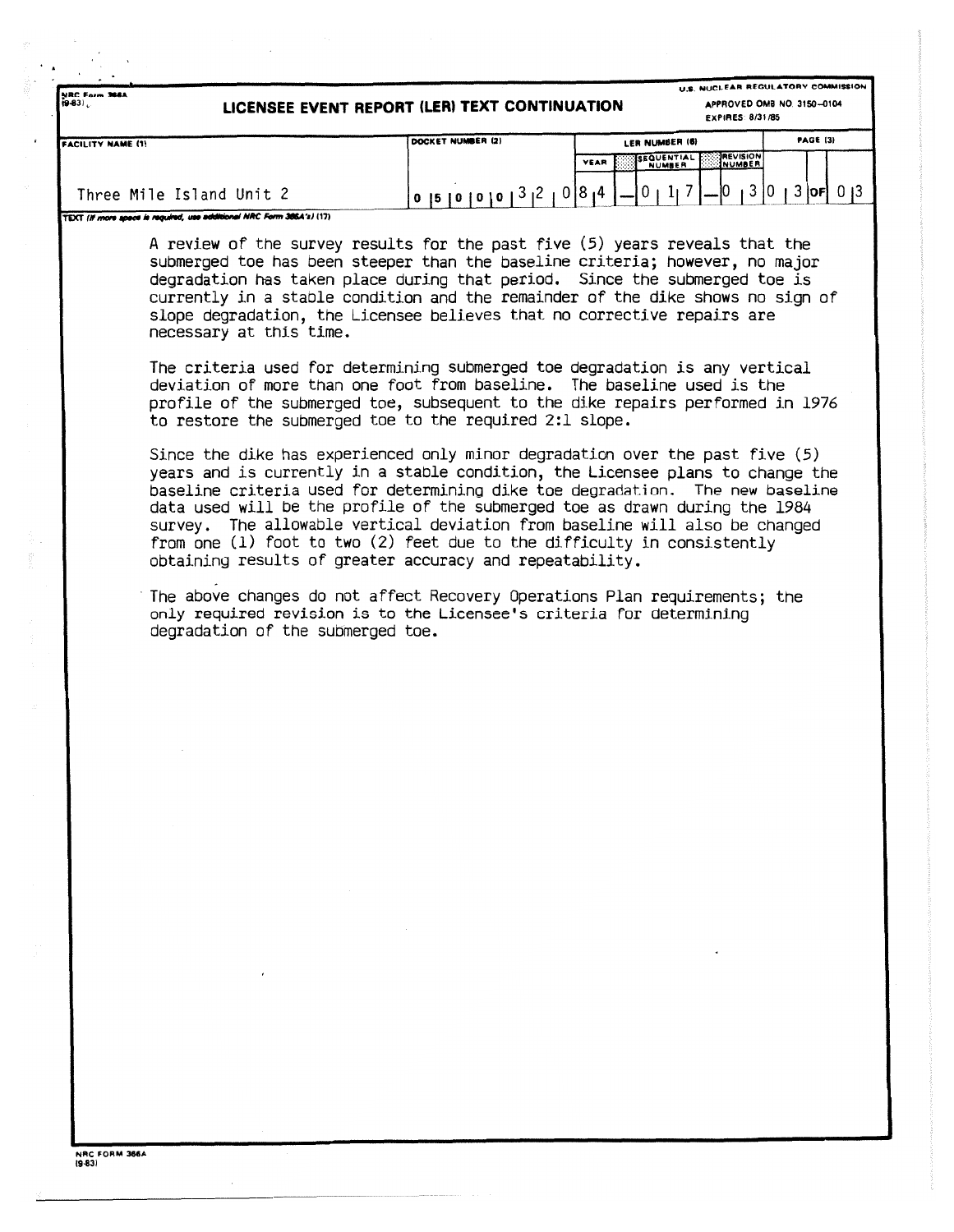NRC Form 366A
(9-83)

U.S. NUCLEAR REGULATORY COMMISSION
APPROVED OMB NO. 3150-0104
EXPIRES 8/31/85

# LICENSEE EVENT REPORT (LER) TEXT CONTINUATION

| FACILITY NAME (1) | DOCKET NUMBER (2) | LER NUMBER (6) | | | PAGE (3) |
| --- | --- | --- | --- | --- | --- |
| | | YEAR | SEQUENTIAL NUMBER | REVISION NUMBER | |
| Three Mile Island Unit 2 | 0 5 0 0 0 3 2 0 | 8 4 | 0 1 7 | 0 3 | 0 3 OF 0 3 |

TEXT (If more space is required, use additional NRC Form 366A's) (17)

A review of the survey results for the past five (5) years reveals that the submerged toe has been steeper than the baseline criteria; however, no major degradation has taken place during that period. Since the submerged toe is currently in a stable condition and the remainder of the dike shows no sign of slope degradation, the Licensee believes that no corrective repairs are necessary at this time.

The criteria used for determining submerged toe degradation is any vertical deviation of more than one foot from baseline. The baseline used is the profile of the submerged toe, subsequent to the dike repairs performed in 1976 to restore the submerged toe to the required 2:1 slope.

Since the dike has experienced only minor degradation over the past five (5) years and is currently in a stable condition, the Licensee plans to change the baseline criteria used for determining dike toe degradation. The new baseline data used will be the profile of the submerged toe as drawn during the 1984 survey. The allowable vertical deviation from baseline will also be changed from one (1) foot to two (2) feet due to the difficulty in consistently obtaining results of greater accuracy and repeatability.

The above changes do not affect Recovery Operations Plan requirements; the only required revision is to the Licensee's criteria for determining degradation of the submerged toe.

NRC FORM 366A
(9-83)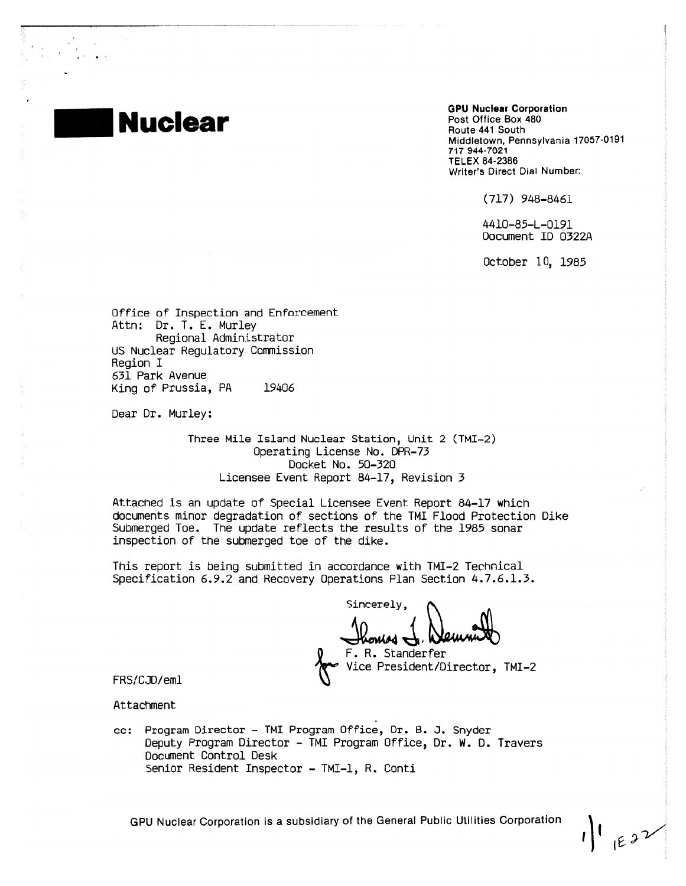# Nuclear

**GPU Nuclear Corporation**
Post Office Box 480
Route 441 South
Middletown, Pennsylvania 17057-0191
717 944-7021
TELEX 84-2386
Writer's Direct Dial Number:

(717) 948-8461

4410-85-L-0191
Document ID 0322A

October 10, 1985

Office of Inspection and Enforcement
Attn: Dr. T. E. Murley
Regional Administrator
US Nuclear Regulatory Commission
Region I
631 Park Avenue
King of Prussia, PA 19406

Dear Dr. Murley:

Three Mile Island Nuclear Station, Unit 2 (TMI-2)
Operating License No. DPR-73
Docket No. 50-320
Licensee Event Report 84-17, Revision 3

Attached is an update of Special Licensee Event Report 84-17 which documents minor degradation of sections of the TMI Flood Protection Dike Submerged Toe. The update reflects the results of the 1985 sonar inspection of the submerged toe of the dike.

This report is being submitted in accordance with TMI-2 Technical Specification 6.9.2 and Recovery Operations Plan Section 4.7.6.1.3.

Sincerely,

Thomas J. Demmitt for
F. R. Standerfer
Vice President/Director, TMI-2

FRS/CJD/eml

Attachment

cc: Program Director - TMI Program Office, Dr. B. J. Snyder
Deputy Program Director - TMI Program Office, Dr. W. D. Travers
Document Control Desk
Senior Resident Inspector - TMI-1, R. Conti

GPU Nuclear Corporation is a subsidiary of the General Public Utilities Corporation

IE22